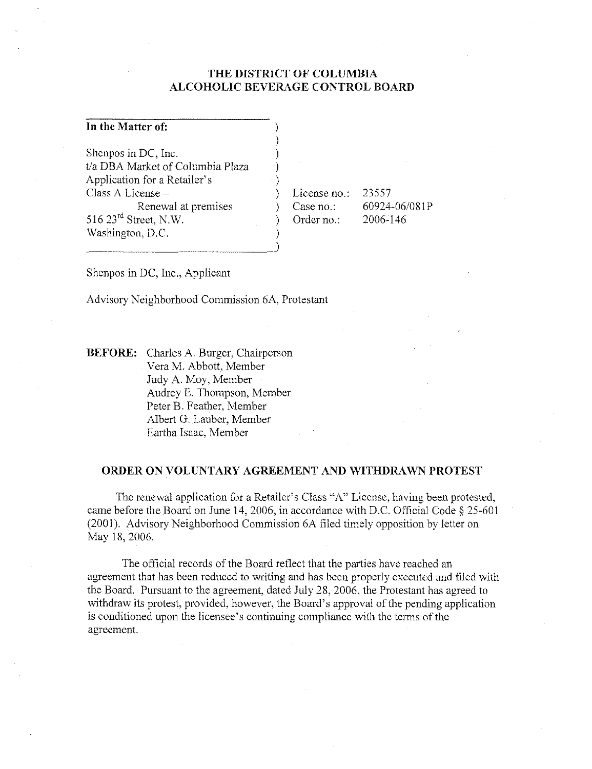# THE DISTRICT OF COLUMBIA ALCOHOLIC BEVERAGE CONTROL BOARD

| | | |
|---|---|---|
| **In the Matter of:** | | |
| Shenpos in DC, Inc. | | |
| t/a DBA Market of Columbia Plaza | | |
| Application for a Retailer's | | |
| Class A License – | License no.: | 23557 |
| Renewal at premises | Case no.: | 60924-06/081P |
| 516 23rd Street, N.W. | Order no.: | 2006-146 |
| Washington, D.C. | | |

Shenpos in DC, Inc., Applicant

Advisory Neighborhood Commission 6A, Protestant

**BEFORE:** Charles A. Burger, Chairperson
Vera M. Abbott, Member
Judy A. Moy, Member
Audrey E. Thompson, Member
Peter B. Feather, Member
Albert G. Lauber, Member
Eartha Isaac, Member

## ORDER ON VOLUNTARY AGREEMENT AND WITHDRAWN PROTEST

The renewal application for a Retailer's Class "A" License, having been protested, came before the Board on June 14, 2006, in accordance with D.C. Official Code § 25-601 (2001). Advisory Neighborhood Commission 6A filed timely opposition by letter on May 18, 2006.

The official records of the Board reflect that the parties have reached an agreement that has been reduced to writing and has been properly executed and filed with the Board. Pursuant to the agreement, dated July 28, 2006, the Protestant has agreed to withdraw its protest, provided, however, the Board's approval of the pending application is conditioned upon the licensee's continuing compliance with the terms of the agreement.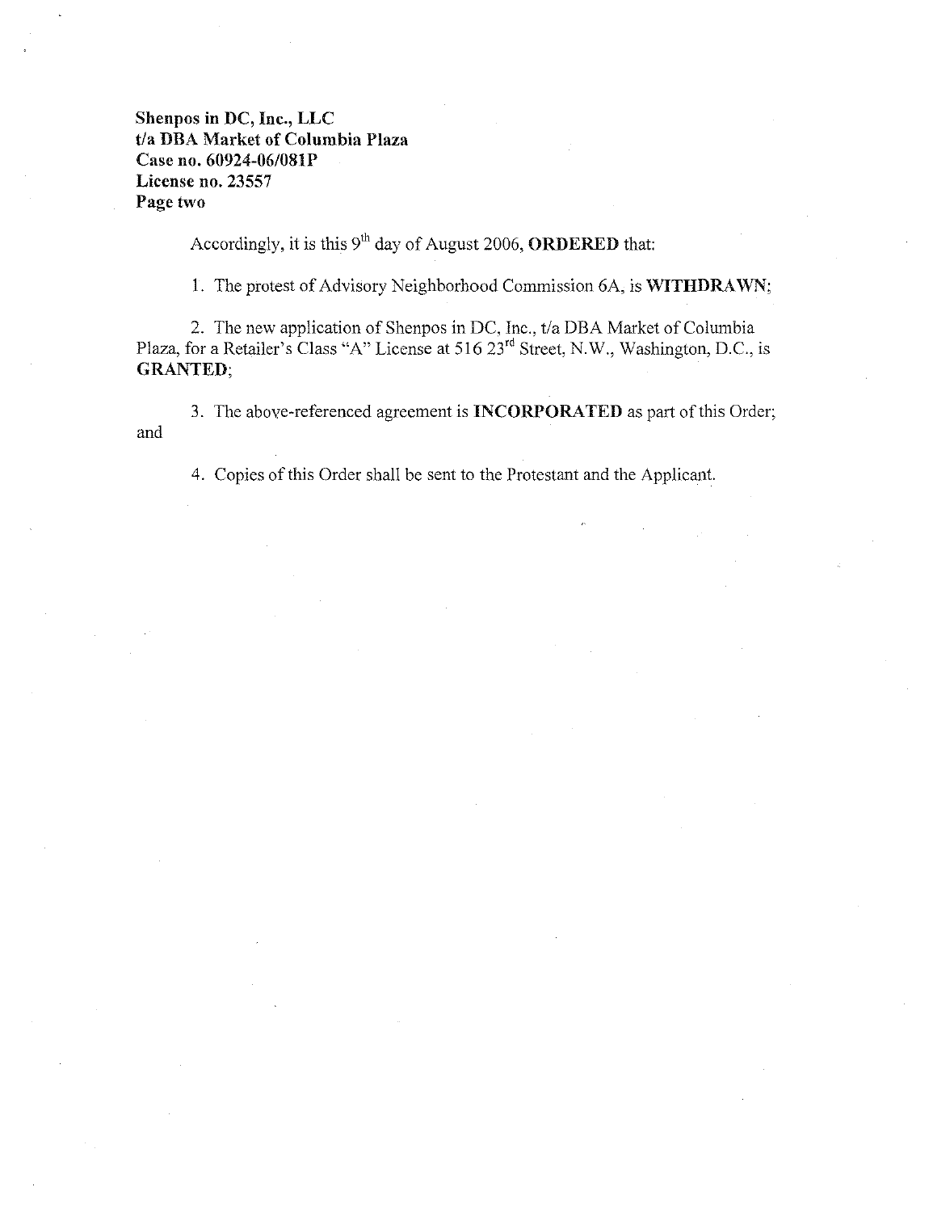**Shenpos in DC, Inc., LLC**
**t/a DBA Market of Columbia Plaza**
**Case no. 60924-06/081P**
**License no. 23557**
**Page two**

Accordingly, it is this 9th day of August 2006, **ORDERED** that:

1. The protest of Advisory Neighborhood Commission 6A, is **WITHDRAWN**;

2. The new application of Shenpos in DC, Inc., t/a DBA Market of Columbia Plaza, for a Retailer's Class "A" License at 516 23rd Street, N.W., Washington, D.C., is **GRANTED**;

3. The above-referenced agreement is **INCORPORATED** as part of this Order; and

4. Copies of this Order shall be sent to the Protestant and the Applicant.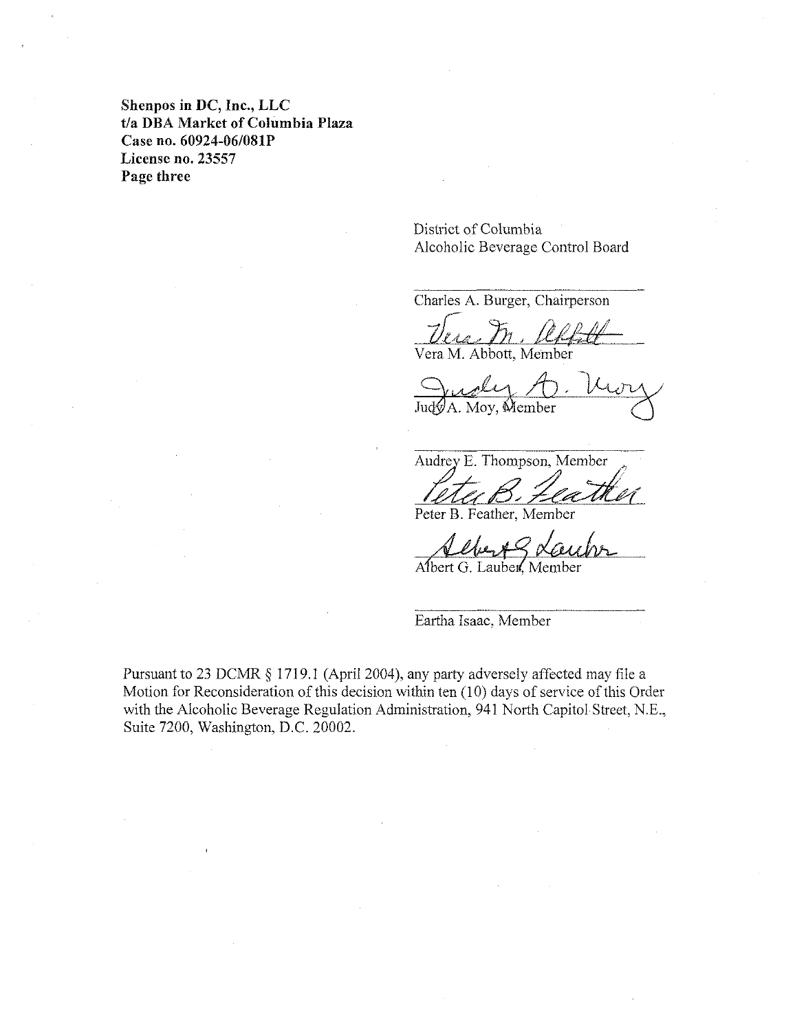**Shenpos in DC, Inc., LLC**
**t/a DBA Market of Columbia Plaza**
**Case no. 60924-06/081P**
**License no. 23557**
**Page three**

District of Columbia
Alcoholic Beverage Control Board

Charles A. Burger, Chairperson

Vera M. Abbott, Member

Judy A. Moy, Member

Audrey E. Thompson, Member

Peter B. Feather, Member

Albert G. Lauber, Member

Eartha Isaac, Member

Pursuant to 23 DCMR § 1719.1 (April 2004), any party adversely affected may file a Motion for Reconsideration of this decision within ten (10) days of service of this Order with the Alcoholic Beverage Regulation Administration, 941 North Capitol Street, N.E., Suite 7200, Washington, D.C. 20002.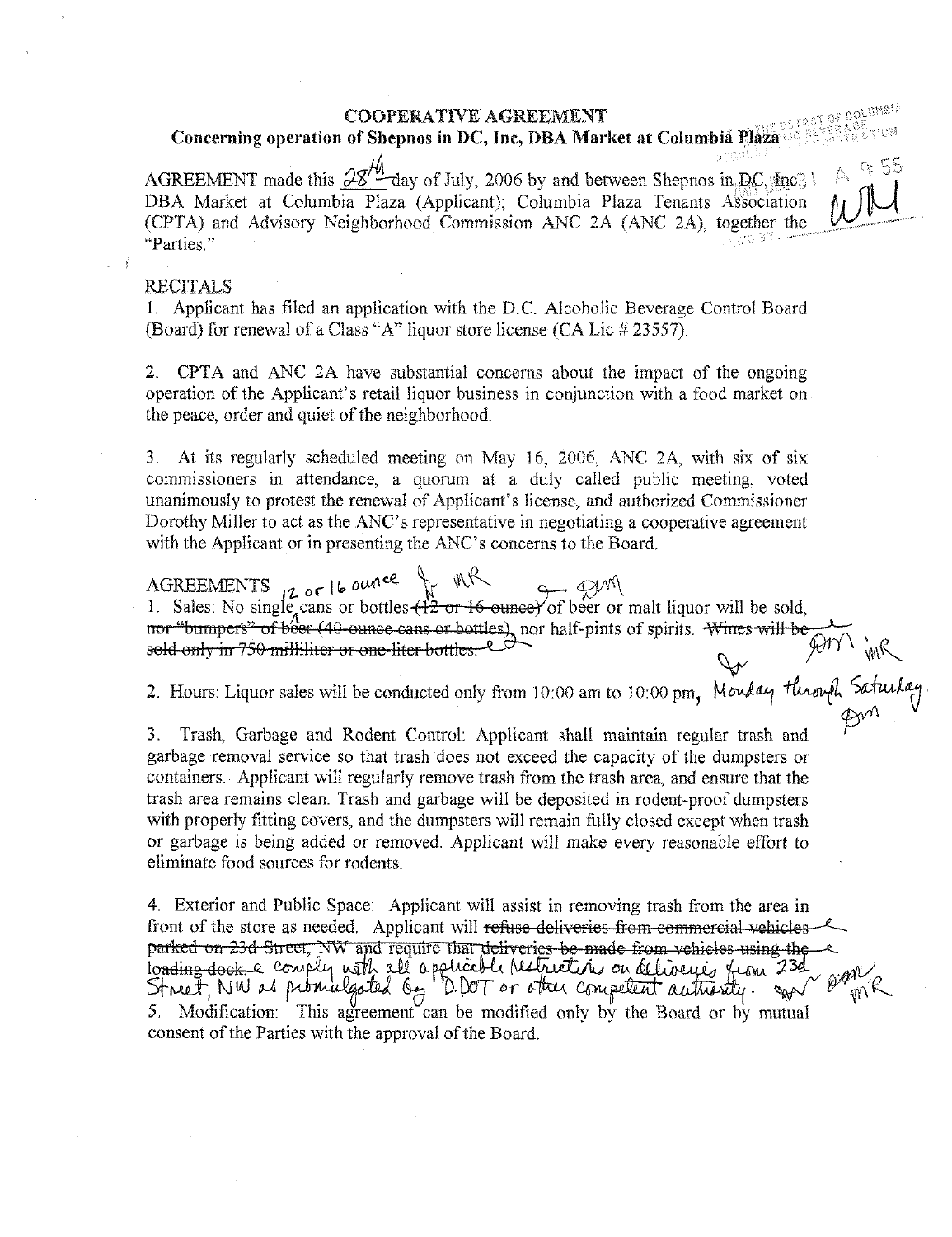## COOPERATIVE AGREEMENT

### Concerning operation of Shepnos in DC, Inc, DBA Market at Columbia Plaza

AGREEMENT made this 28th day of July, 2006 by and between Shepnos in DC, Inc, DBA Market at Columbia Plaza (Applicant); Columbia Plaza Tenants Association (CPTA) and Advisory Neighborhood Commission ANC 2A (ANC 2A), together the "Parties."

### RECITALS

1. Applicant has filed an application with the D.C. Alcoholic Beverage Control Board (Board) for renewal of a Class "A" liquor store license (CA Lic # 23557).

2. CPTA and ANC 2A have substantial concerns about the impact of the ongoing operation of the Applicant's retail liquor business in conjunction with a food market on the peace, order and quiet of the neighborhood.

3. At its regularly scheduled meeting on May 16, 2006, ANC 2A, with six of six commissioners in attendance, a quorum at a duly called public meeting, voted unanimously to protest the renewal of Applicant's license, and authorized Commissioner Dorothy Miller to act as the ANC's representative in negotiating a cooperative agreement with the Applicant or in presenting the ANC's concerns to the Board.

### AGREEMENTS

1. Sales: No single 12 or 16 ounce cans or bottles ~~(12 or 16-ounce)~~ of beer or malt liquor will be sold, ~~nor "bumpers" of beer (40-ounce cans or bottles)~~, nor half-pints of spirits. ~~Wines will be sold only in 750-milliliter or one-liter bottles.~~

2. Hours: Liquor sales will be conducted only from 10:00 am to 10:00 pm, Monday through Saturday.

3. Trash, Garbage and Rodent Control: Applicant shall maintain regular trash and garbage removal service so that trash does not exceed the capacity of the dumpsters or containers. Applicant will regularly remove trash from the trash area, and ensure that the trash area remains clean. Trash and garbage will be deposited in rodent-proof dumpsters with properly fitting covers, and the dumpsters will remain fully closed except when trash or garbage is being added or removed. Applicant will make every reasonable effort to eliminate food sources for rodents.

4. Exterior and Public Space: Applicant will assist in removing trash from the area in front of the store as needed. Applicant will ~~refuse deliveries from commercial vehicles parked on 23d Street, NW and require that deliveries be made from vehicles using the loading dock.~~ comply with all applicable restrictions on deliveries from 23d Street, NW as promulgated by D.DOT or other competent authority.

5. Modification: This agreement can be modified only by the Board or by mutual consent of the Parties with the approval of the Board.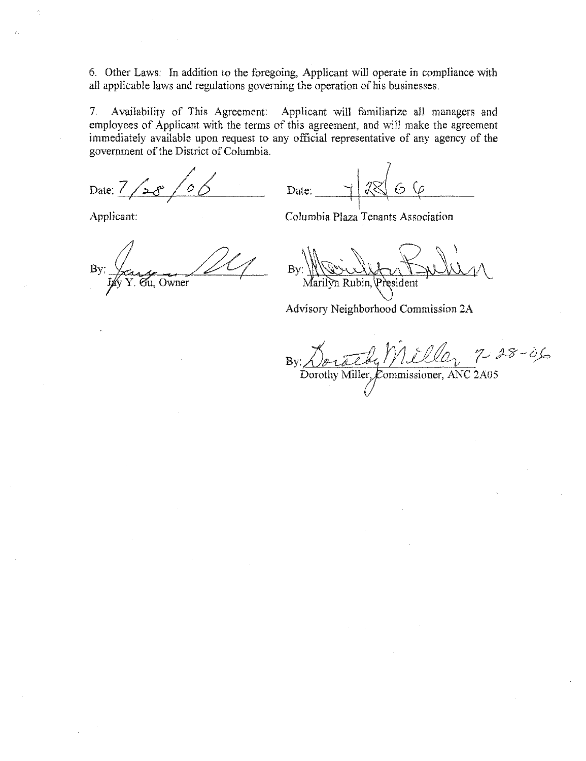6. Other Laws: In addition to the foregoing, Applicant will operate in compliance with all applicable laws and regulations governing the operation of his businesses.

7. Availability of This Agreement: Applicant will familiarize all managers and employees of Applicant with the terms of this agreement, and will make the agreement immediately available upon request to any official representative of any agency of the government of the District of Columbia.

Date: 7/28/06

Applicant:

By: Jay Y. Gu, Owner

Date: 7/28/06

Columbia Plaza Tenants Association

By: Marilyn Rubin, President

Advisory Neighborhood Commission 2A

By: Dorothy Miller 7-28-06
Dorothy Miller, Commissioner, ANC 2A05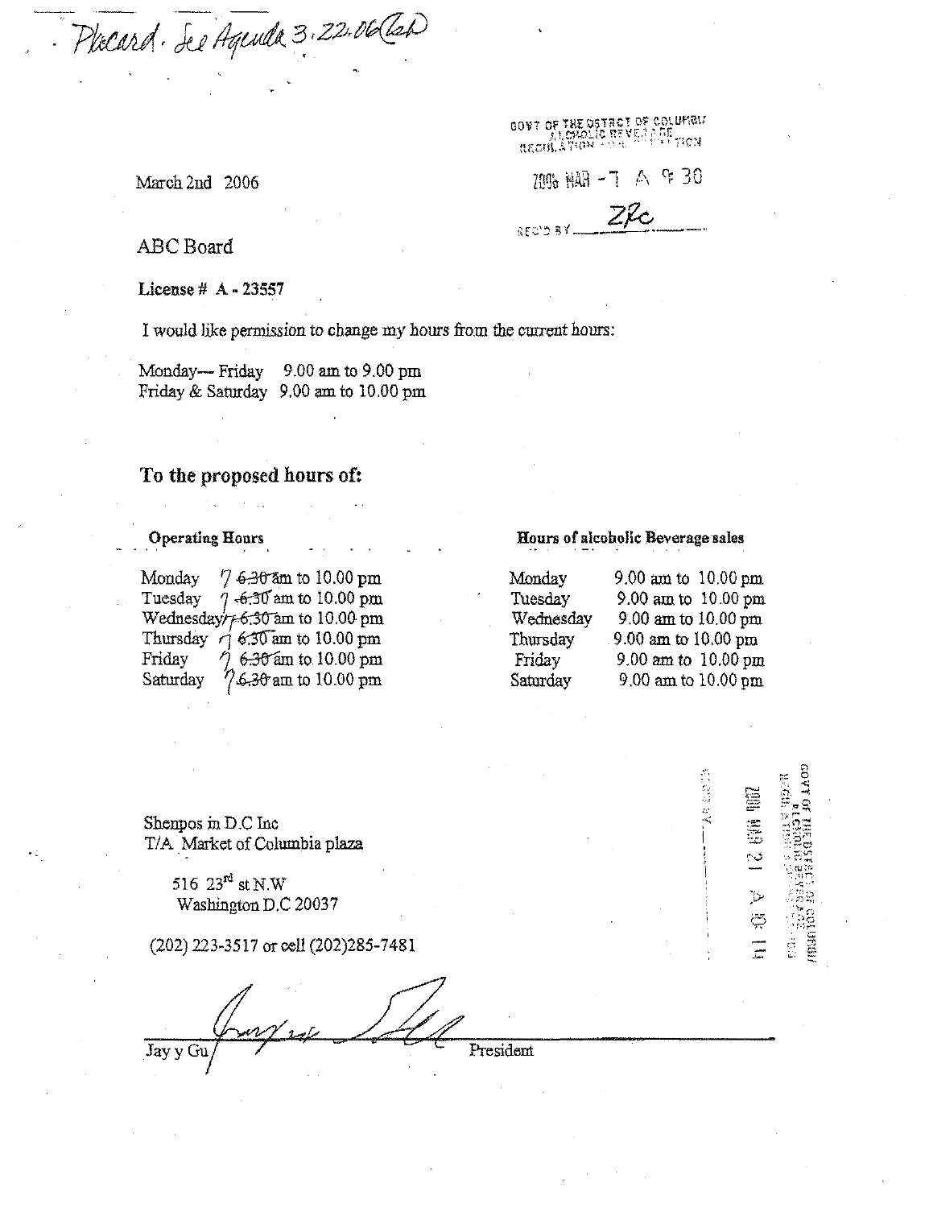Placard. See Agenda 3.22.06 (ld)

GOVT OF THE DISTRICT OF COLUMBIA
ALCOHOLIC BEVERAGE
REGULATION ADMINISTRATION

2006 MAR -7 A 9:30

REC'D BY ZRC

March 2nd 2006

ABC Board

**License # A - 23557**

I would like permission to change my hours from the current hours:

Monday— Friday 9.00 am to 9.00 pm
Friday & Saturday 9.00 am to 10.00 pm

## To the proposed hours of:

| Operating Hours | | Hours of alcoholic Beverage sales | |
|---|---|---|---|
| Monday | 7 ~~6.30~~ am to 10.00 pm | Monday | 9.00 am to 10.00 pm |
| Tuesday | 7 ~~6.30~~ am to 10.00 pm | Tuesday | 9.00 am to 10.00 pm |
| Wednesday | 7 ~~6.30~~ am to 10.00 pm | Wednesday | 9.00 am to 10.00 pm |
| Thursday | 7 ~~6.30~~ am to 10.00 pm | Thursday | 9.00 am to 10.00 pm |
| Friday | 7 ~~6.30~~ am to 10.00 pm | Friday | 9.00 am to 10.00 pm |
| Saturday | 7 ~~6.30~~ am to 10.00 pm | Saturday | 9.00 am to 10.00 pm |

GOVT OF THE DISTRICT OF COLUMBIA
ALCOHOLIC BEVERAGE
REGULATION ADMINISTRATION

2006 MAR 21 A 10:14

Shenpos in D.C Inc
T/A Market of Columbia plaza

516 23rd st N.W
Washington D.C 20037

(202) 223-3517 or cell (202)285-7481

Jay y Gu President